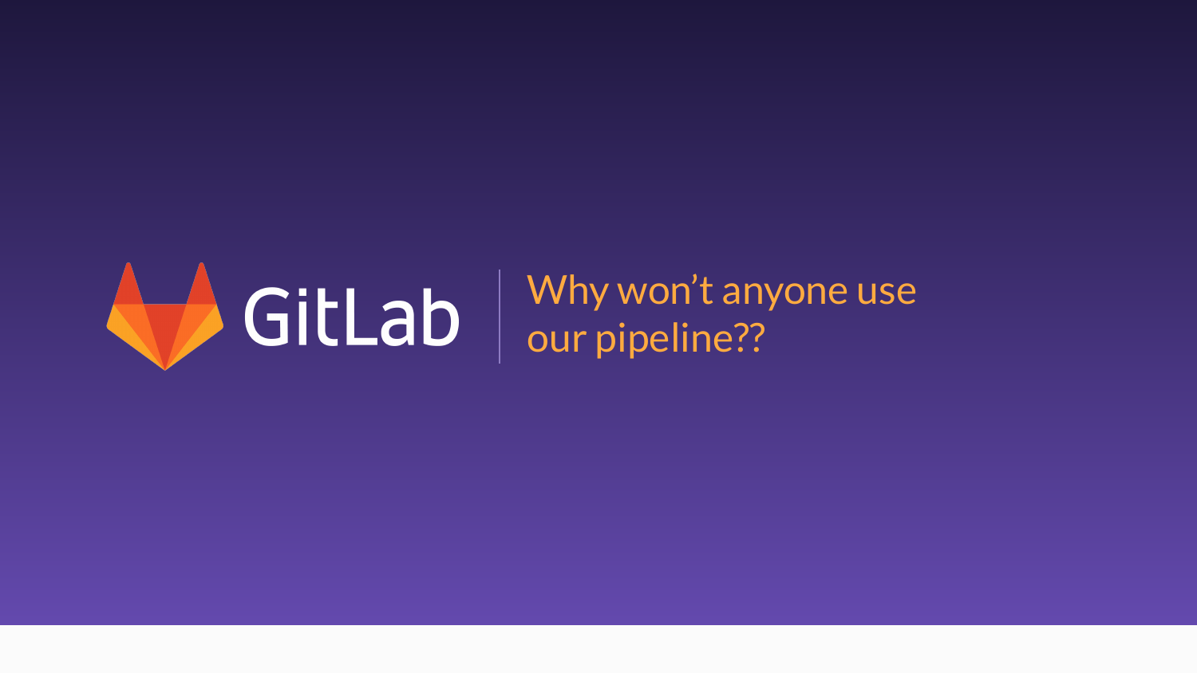# GitLab

## Why won’t anyone use our pipeline??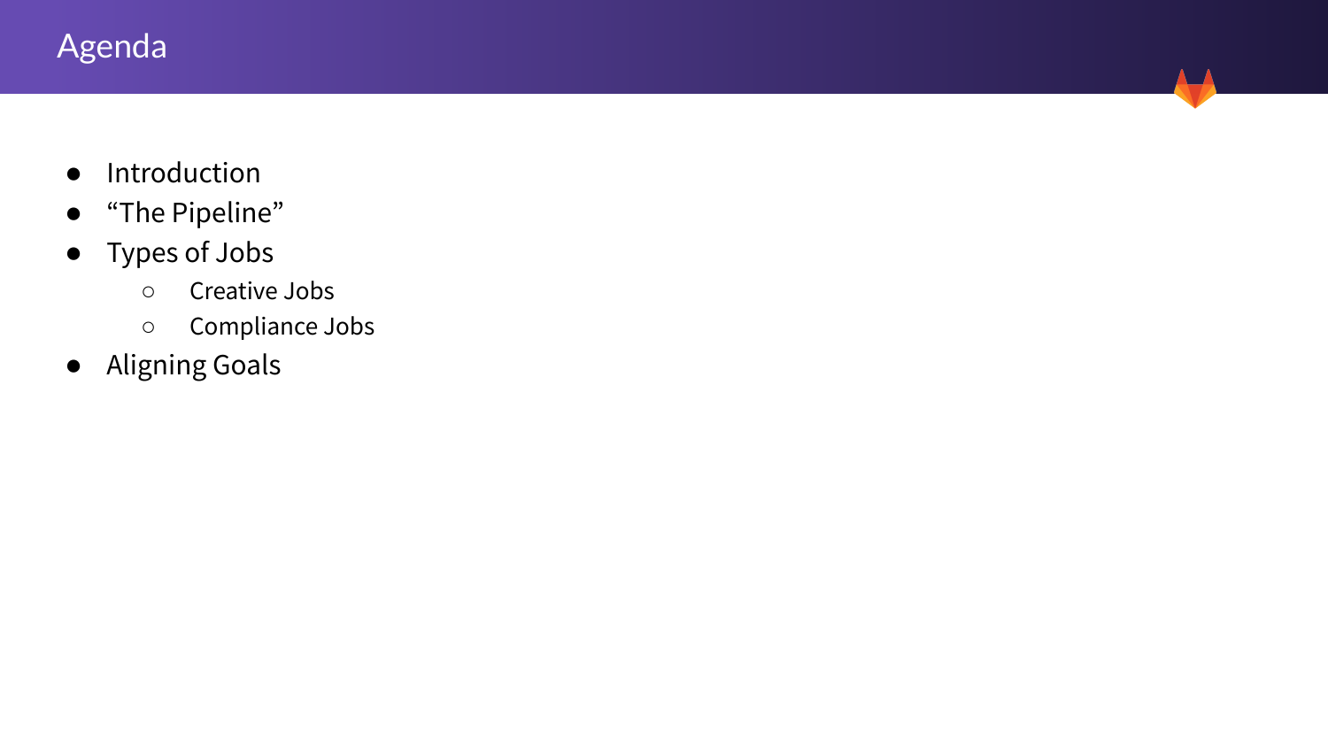# Agenda

- Introduction
- “The Pipeline”
- Types of Jobs
  - Creative Jobs
  - Compliance Jobs
- Aligning Goals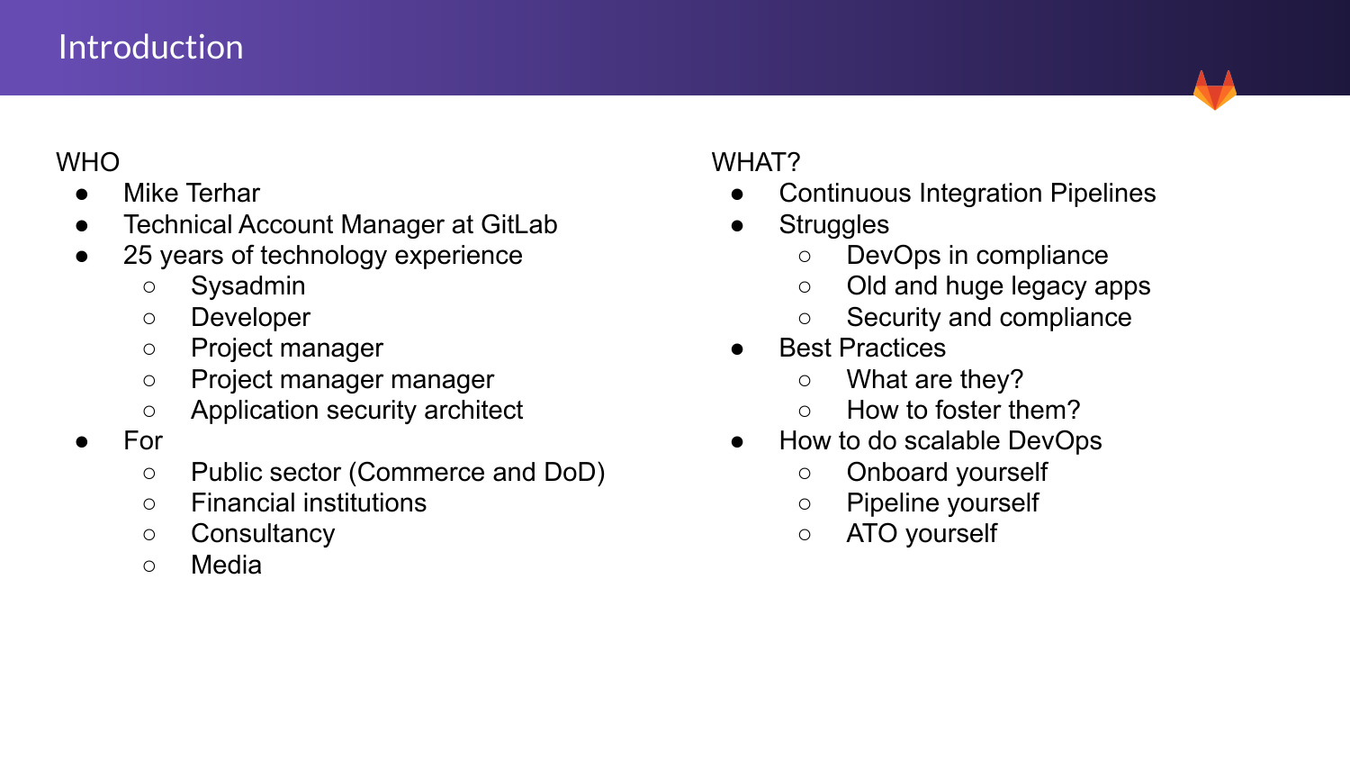# Introduction

WHO

- Mike Terhar
- Technical Account Manager at GitLab
- 25 years of technology experience
    - Sysadmin
    - Developer
    - Project manager
    - Project manager manager
    - Application security architect
- For
    - Public sector (Commerce and DoD)
    - Financial institutions
    - Consultancy
    - Media

WHAT?

- Continuous Integration Pipelines
- Struggles
    - DevOps in compliance
    - Old and huge legacy apps
    - Security and compliance
- Best Practices
    - What are they?
    - How to foster them?
- How to do scalable DevOps
    - Onboard yourself
    - Pipeline yourself
    - ATO yourself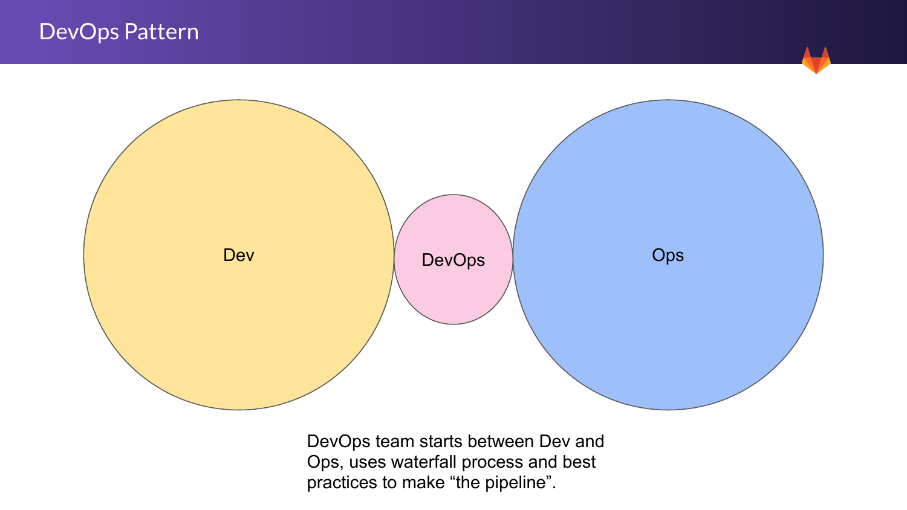# DevOps Pattern

Dev

DevOps

Ops

DevOps team starts between Dev and Ops, uses waterfall process and best practices to make “the pipeline”.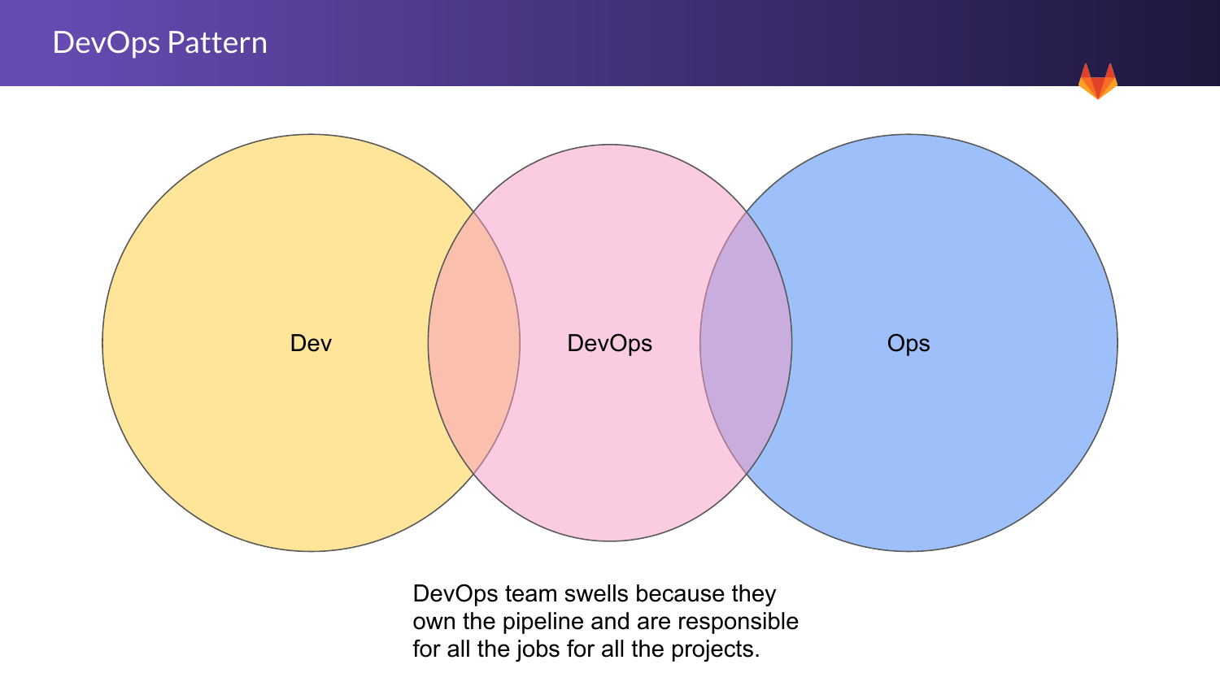# DevOps Pattern

Dev

DevOps

Ops

DevOps team swells because they own the pipeline and are responsible for all the jobs for all the projects.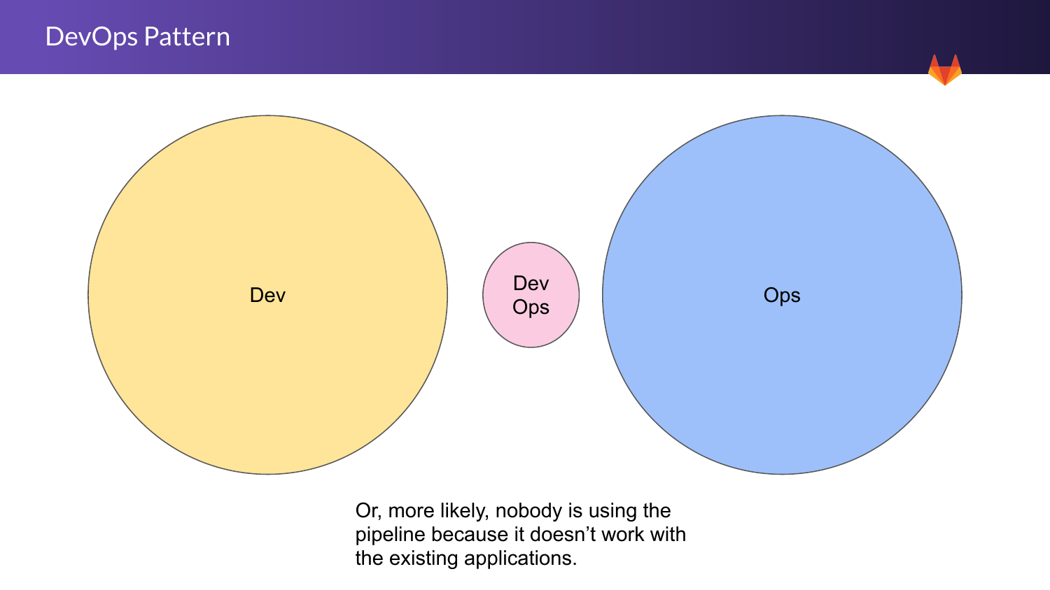# DevOps Pattern

Dev

Dev Ops

Ops

Or, more likely, nobody is using the pipeline because it doesn't work with the existing applications.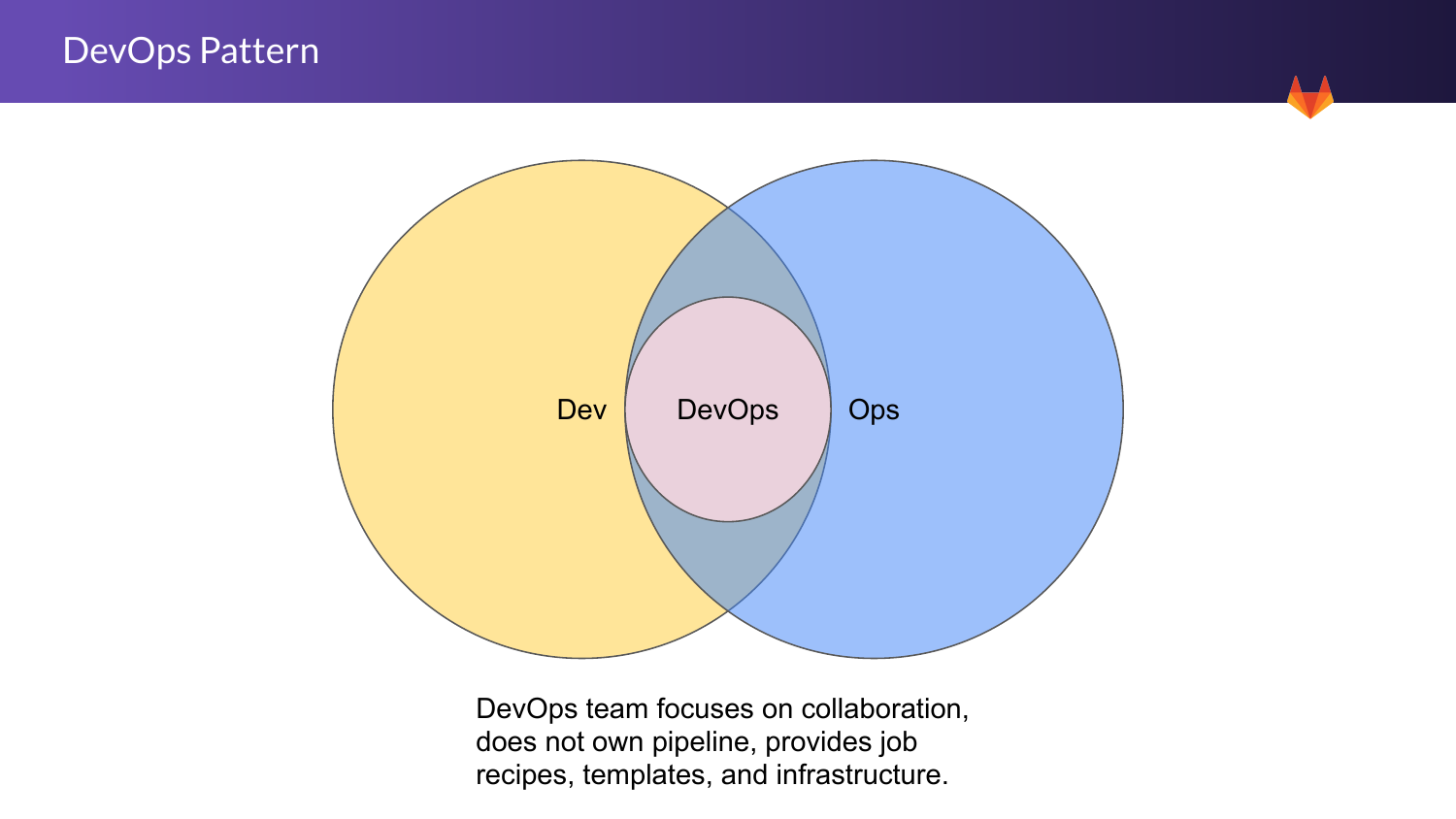# DevOps Pattern

Dev

DevOps

Ops

DevOps team focuses on collaboration, does not own pipeline, provides job recipes, templates, and infrastructure.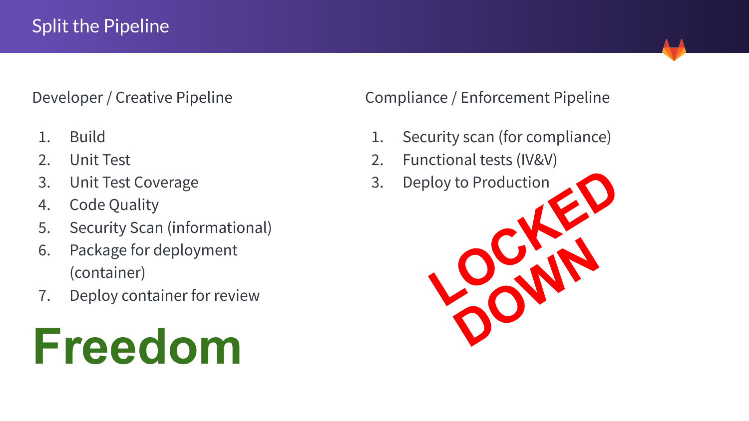# Split the Pipeline

## Developer / Creative Pipeline

1. Build
2. Unit Test
3. Unit Test Coverage
4. Code Quality
5. Security Scan (informational)
6. Package for deployment (container)
7. Deploy container for review

**Freedom**

## Compliance / Enforcement Pipeline

1. Security scan (for compliance)
2. Functional tests (IV&V)
3. Deploy to Production

**LOCKED DOWN**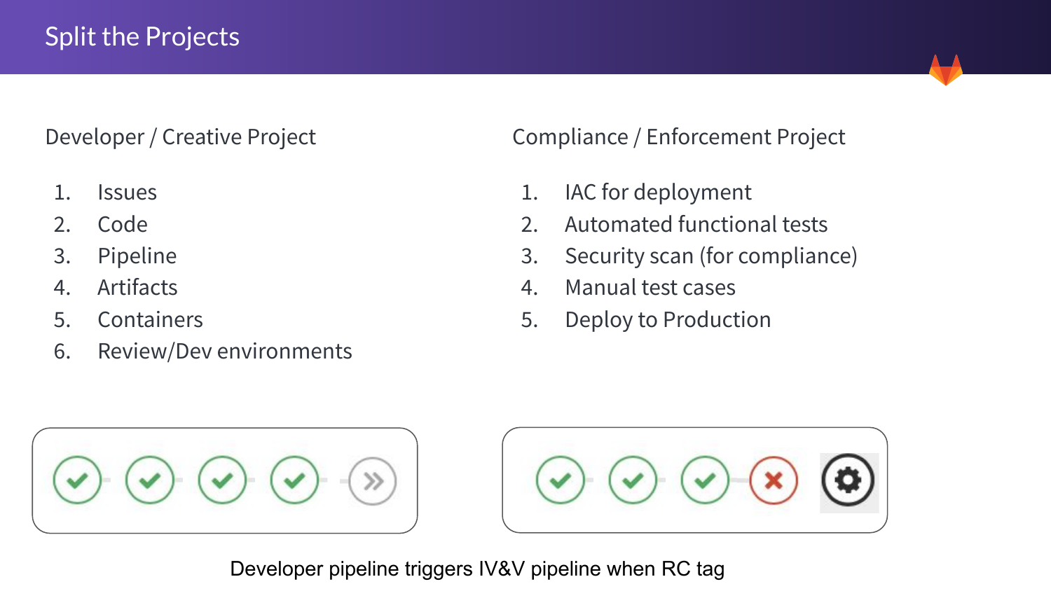# Split the Projects

## Developer / Creative Project

1. Issues
2. Code
3. Pipeline
4. Artifacts
5. Containers
6. Review/Dev environments

## Compliance / Enforcement Project

1. IAC for deployment
2. Automated functional tests
3. Security scan (for compliance)
4. Manual test cases
5. Deploy to Production

Developer pipeline triggers IV&V pipeline when RC tag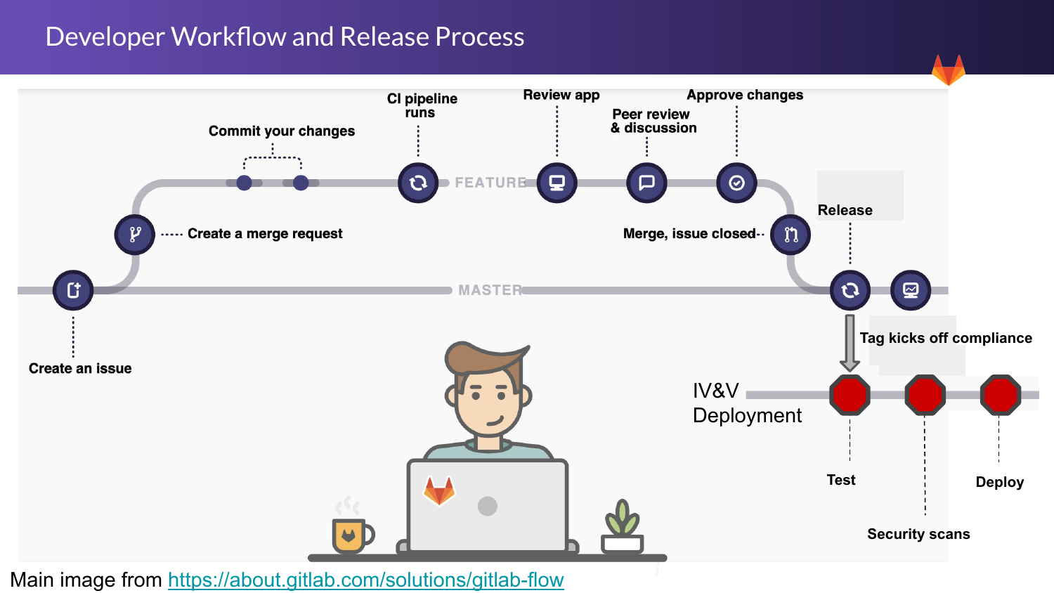# Developer Workflow and Release Process

Create an issue

Create a merge request

Commit your changes

CI pipeline runs

FEATURE

Review app

Peer review & discussion

Approve changes

Merge, issue closed

Release

MASTER

Tag kicks off compliance

IV&V Deployment

Test

Security scans

Deploy

Main image from https://about.gitlab.com/solutions/gitlab-flow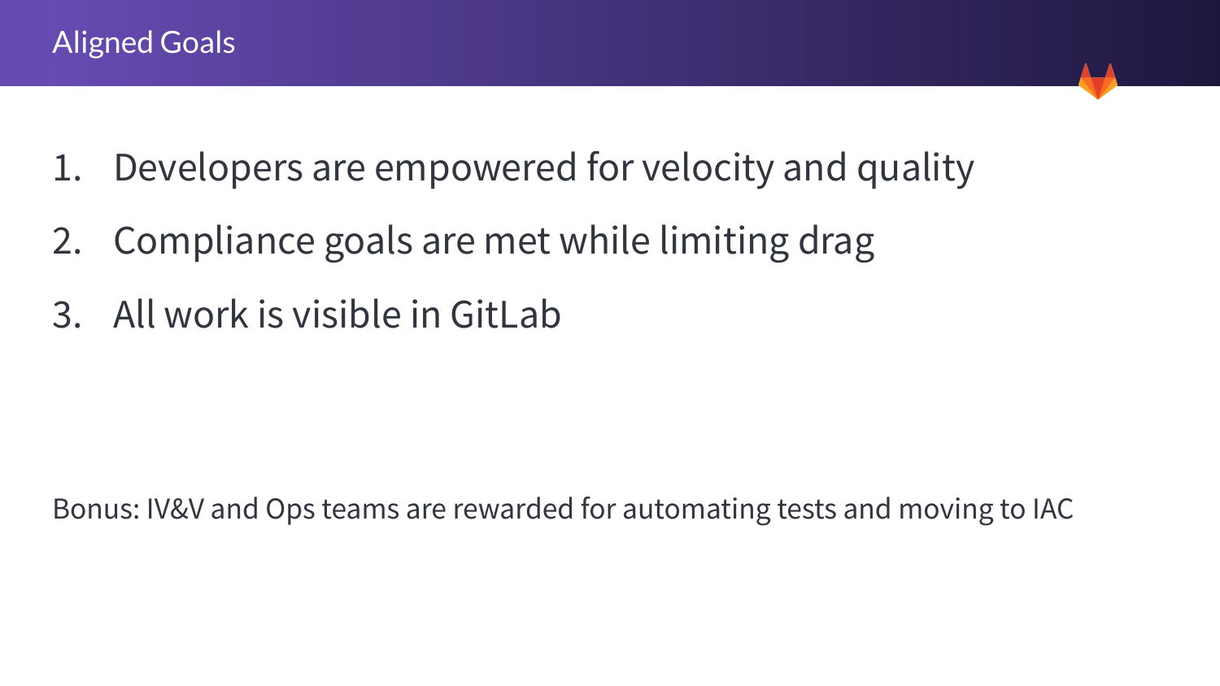# Aligned Goals

1. Developers are empowered for velocity and quality
2. Compliance goals are met while limiting drag
3. All work is visible in GitLab

Bonus: IV&V and Ops teams are rewarded for automating tests and moving to IAC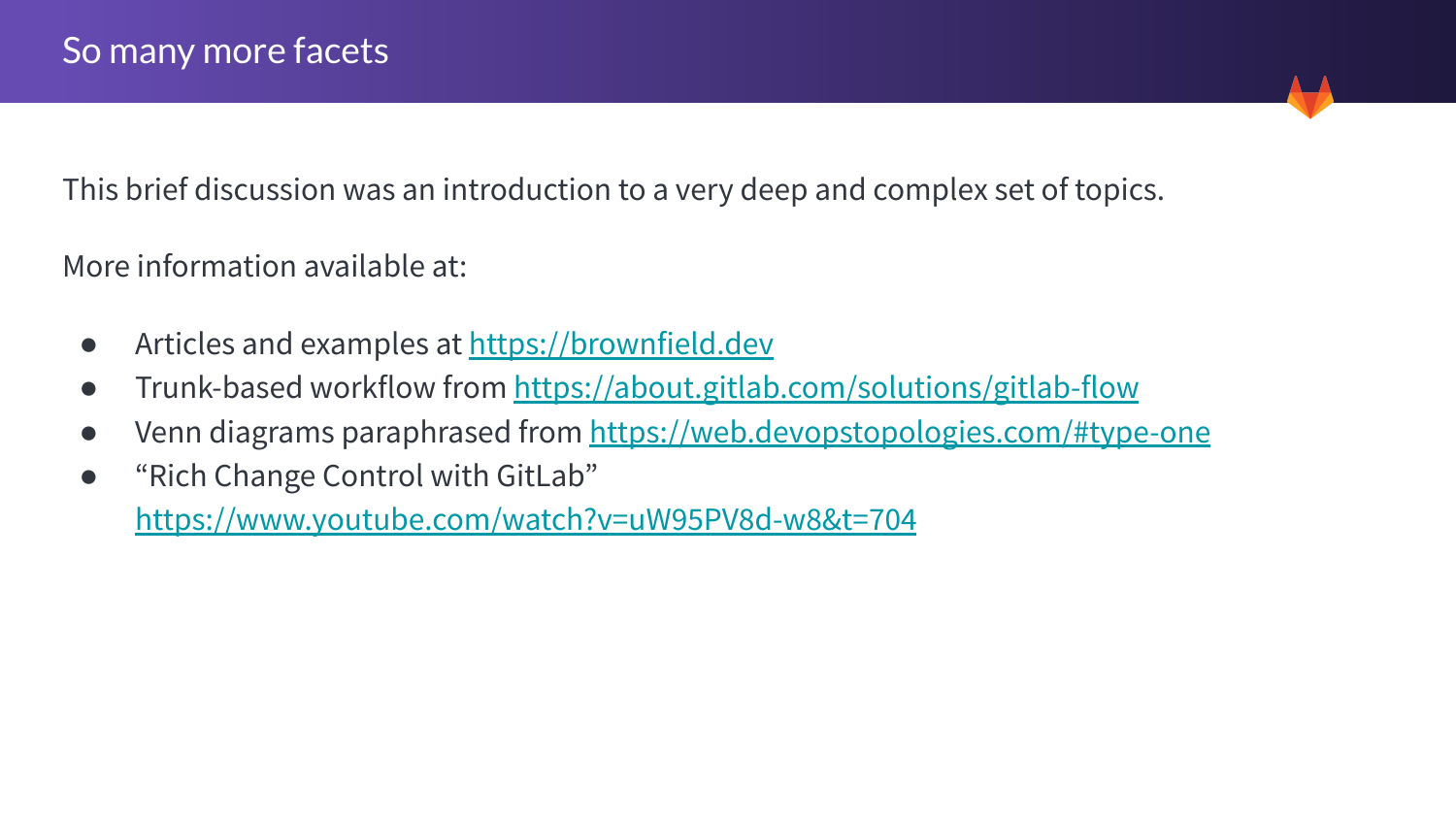# So many more facets

This brief discussion was an introduction to a very deep and complex set of topics.

More information available at:

- Articles and examples at https://brownfield.dev
- Trunk-based workflow from https://about.gitlab.com/solutions/gitlab-flow
- Venn diagrams paraphrased from https://web.devopstopologies.com/#type-one
- "Rich Change Control with GitLab" https://www.youtube.com/watch?v=uW95PV8d-w8&t=704